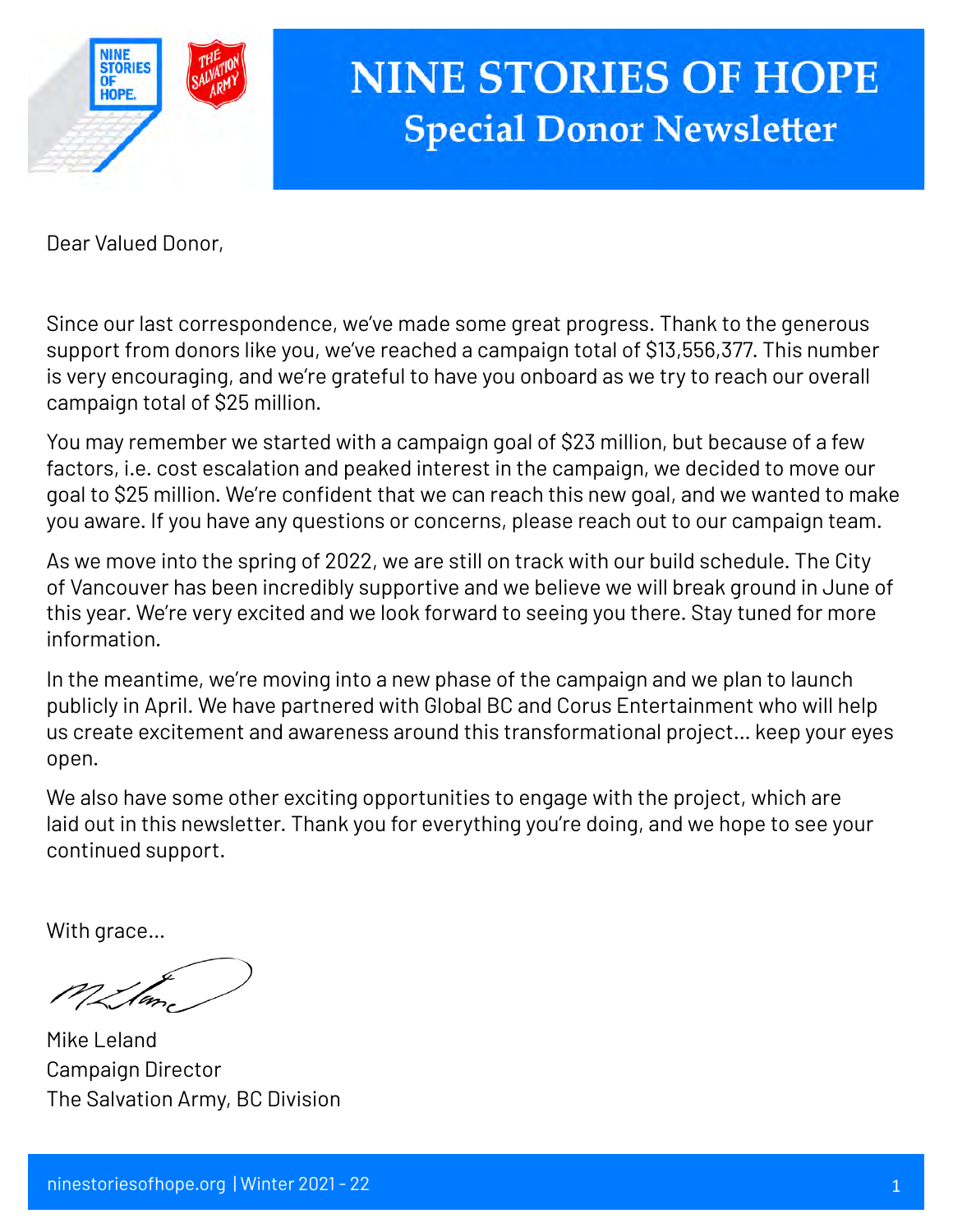# NINE STORIES OF HOPE

## Special Donor Newsletter

Dear Valued Donor,

Since our last correspondence, we've made some great progress. Thank to the generous support from donors like you, we've reached a campaign total of $13,556,377. This number is very encouraging, and we're grateful to have you onboard as we try to reach our overall campaign total of $25 million.

You may remember we started with a campaign goal of $23 million, but because of a few factors, i.e. cost escalation and peaked interest in the campaign, we decided to move our goal to $25 million. We're confident that we can reach this new goal, and we wanted to make you aware. If you have any questions or concerns, please reach out to our campaign team.

As we move into the spring of 2022, we are still on track with our build schedule. The City of Vancouver has been incredibly supportive and we believe we will break ground in June of this year. We're very excited and we look forward to seeing you there. Stay tuned for more information.

In the meantime, we're moving into a new phase of the campaign and we plan to launch publicly in April. We have partnered with Global BC and Corus Entertainment who will help us create excitement and awareness around this transformational project... keep your eyes open.

We also have some other exciting opportunities to engage with the project, which are laid out in this newsletter. Thank you for everything you're doing, and we hope to see your continued support.

With grace...

Mike Leland
Campaign Director
The Salvation Army, BC Division

ninestoriesofhope.org | Winter 2021 - 22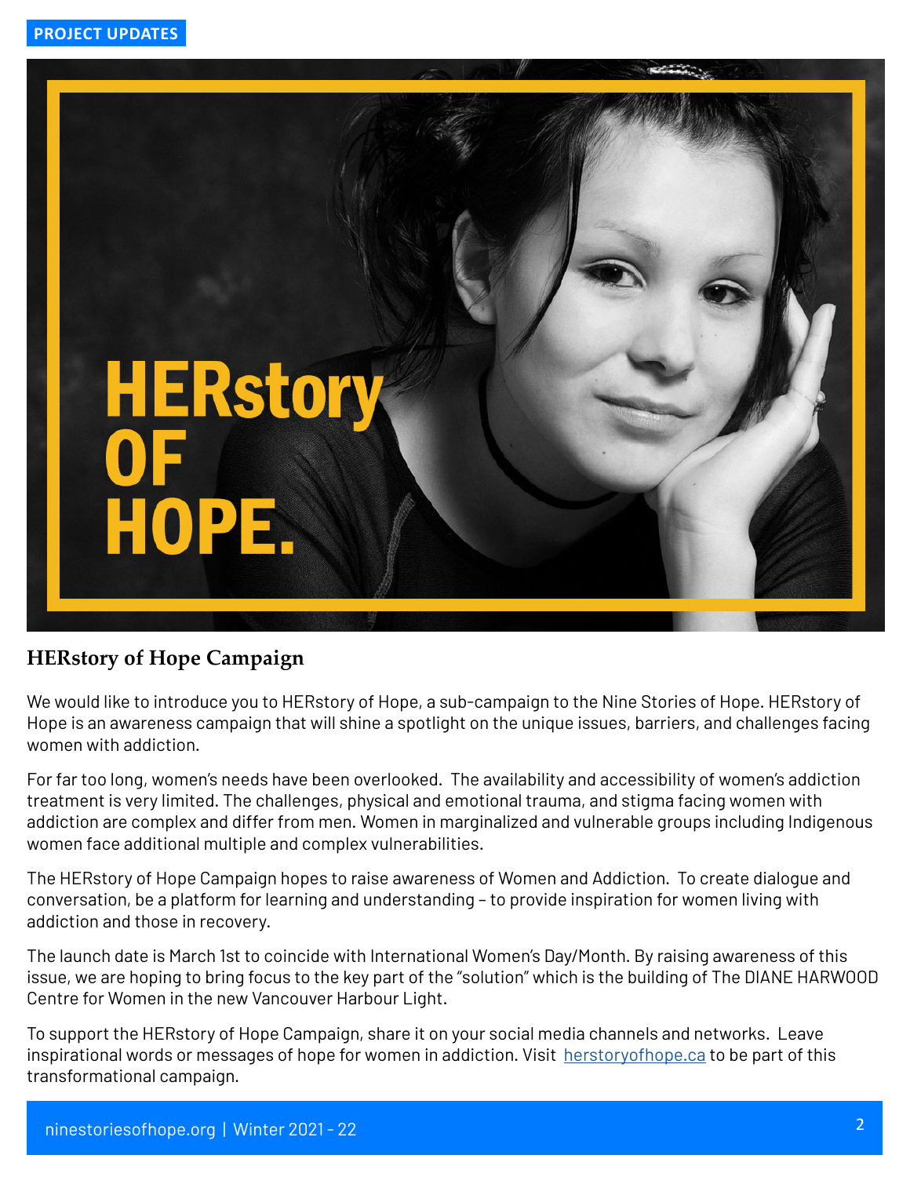PROJECT UPDATES

HERstory OF HOPE.

## HERstory of Hope Campaign

We would like to introduce you to HERstory of Hope, a sub-campaign to the Nine Stories of Hope. HERstory of Hope is an awareness campaign that will shine a spotlight on the unique issues, barriers, and challenges facing women with addiction.

For far too long, women's needs have been overlooked. The availability and accessibility of women's addiction treatment is very limited. The challenges, physical and emotional trauma, and stigma facing women with addiction are complex and differ from men. Women in marginalized and vulnerable groups including Indigenous women face additional multiple and complex vulnerabilities.

The HERstory of Hope Campaign hopes to raise awareness of Women and Addiction. To create dialogue and conversation, be a platform for learning and understanding – to provide inspiration for women living with addiction and those in recovery.

The launch date is March 1st to coincide with International Women's Day/Month. By raising awareness of this issue, we are hoping to bring focus to the key part of the "solution" which is the building of The DIANE HARWOOD Centre for Women in the new Vancouver Harbour Light.

To support the HERstory of Hope Campaign, share it on your social media channels and networks. Leave inspirational words or messages of hope for women in addiction. Visit [herstoryofhope.ca](herstoryofhope.ca) to be part of this transformational campaign.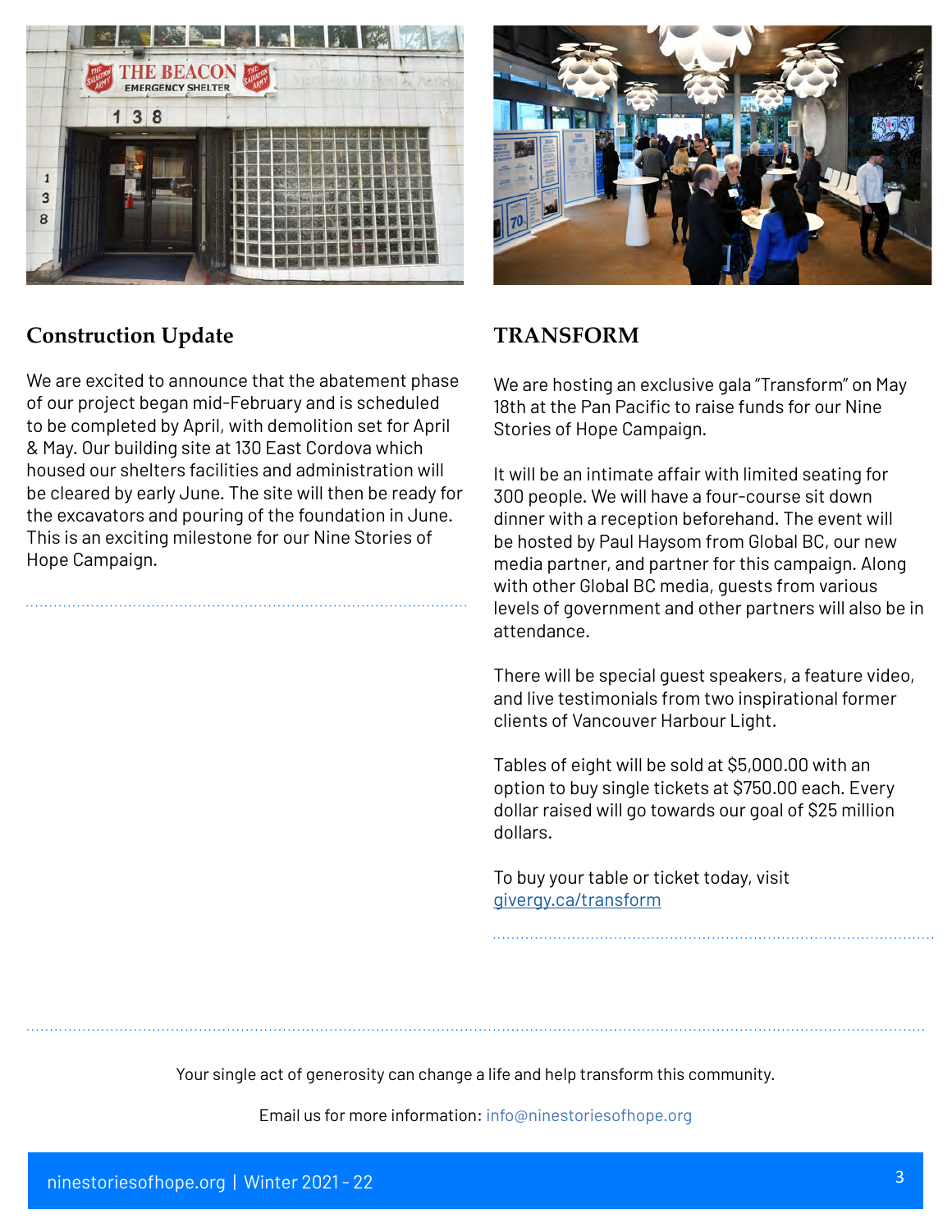## Construction Update

We are excited to announce that the abatement phase of our project began mid-February and is scheduled to be completed by April, with demolition set for April & May. Our building site at 130 East Cordova which housed our shelters facilities and administration will be cleared by early June. The site will then be ready for the excavators and pouring of the foundation in June. This is an exciting milestone for our Nine Stories of Hope Campaign.

## TRANSFORM

We are hosting an exclusive gala "Transform" on May 18th at the Pan Pacific to raise funds for our Nine Stories of Hope Campaign.

It will be an intimate affair with limited seating for 300 people. We will have a four-course sit down dinner with a reception beforehand. The event will be hosted by Paul Haysom from Global BC, our new media partner, and partner for this campaign. Along with other Global BC media, guests from various levels of government and other partners will also be in attendance.

There will be special guest speakers, a feature video, and live testimonials from two inspirational former clients of Vancouver Harbour Light.

Tables of eight will be sold at $5,000.00 with an option to buy single tickets at $750.00 each. Every dollar raised will go towards our goal of $25 million dollars.

To buy your table or ticket today, visit givergy.ca/transform

Your single act of generosity can change a life and help transform this community.

Email us for more information: info@ninestoriesofhope.org